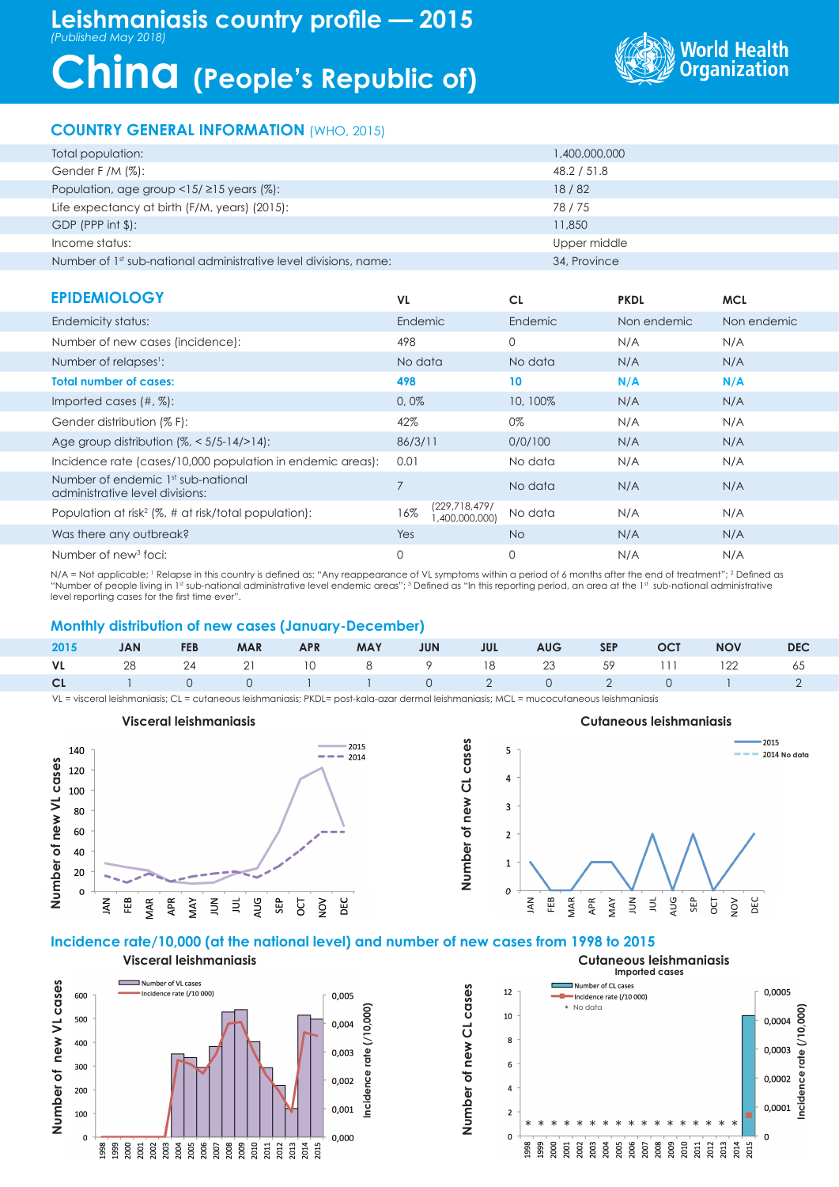# Leishmaniasis country profile — 2015

*(Published May 2018)*

# China (People's Republic of)

World Health Organization

## COUNTRY GENERAL INFORMATION (WHO, 2015)

| | |
|---|---|
| Total population: | 1,400,000,000 |
| Gender F /M (%): | 48.2 / 51.8 |
| Population, age group <15/ ≥15 years (%): | 18 / 82 |
| Life expectancy at birth (F/M, years) (2015): | 78 / 75 |
| GDP (PPP int $): | 11,850 |
| Income status: | Upper middle |
| Number of 1st sub-national administrative level divisions, name: | 34, Province |

## EPIDEMIOLOGY

| | VL | | CL | PKDL | MCL |
|---|---|---|---|---|---|
| Endemicity status: | Endemic | | Endemic | Non endemic | Non endemic |
| Number of new cases (incidence): | 498 | | 0 | N/A | N/A |
| Number of relapses[1]: | No data | | No data | N/A | N/A |
| **Total number of cases:** | **498** | | **10** | **N/A** | **N/A** |
| Imported cases (#, %): | 0, 0% | | 10, 100% | N/A | N/A |
| Gender distribution (% F): | 42% | | 0% | N/A | N/A |
| Age group distribution (%, < 5/5-14/>14): | 86/3/11 | | 0/0/100 | N/A | N/A |
| Incidence rate (cases/10,000 population in endemic areas): | 0.01 | | No data | N/A | N/A |
| Number of endemic 1st sub-national administrative level divisions: | 7 | | No data | N/A | N/A |
| Population at risk[2] (%, # at risk/total population): | 16% | (229,718,479/ 1,400,000,000) | No data | N/A | N/A |
| Was there any outbreak? | Yes | | No | N/A | N/A |
| Number of new[3] foci: | 0 | | 0 | N/A | N/A |

N/A = Not applicable; [1] Relapse in this country is defined as: "Any reappearance of VL symptoms within a period of 6 months after the end of treatment"; [2] Defined as "Number of people living in 1st sub-national administrative level endemic areas"; [3] Defined as "In this reporting period, an area at the 1st sub-national administrative level reporting cases for the first time ever".

## Monthly distribution of new cases (January-December)

| 2015 | JAN | FEB | MAR | APR | MAY | JUN | JUL | AUG | SEP | OCT | NOV | DEC |
|---|---|---|---|---|---|---|---|---|---|---|---|---|
| VL | 28 | 24 | 21 | 10 | 8 | 9 | 18 | 23 | 59 | 111 | 122 | 65 |
| CL | 1 | 0 | 0 | 1 | 1 | 0 | 2 | 0 | 2 | 0 | 1 | 2 |

VL = visceral leishmaniasis; CL = cutaneous leishmaniasis; PKDL= post-kala-azar dermal leishmaniasis; MCL = mucocutaneous leishmaniasis

## Incidence rate/10,000 (at the national level) and number of new cases from 1998 to 2015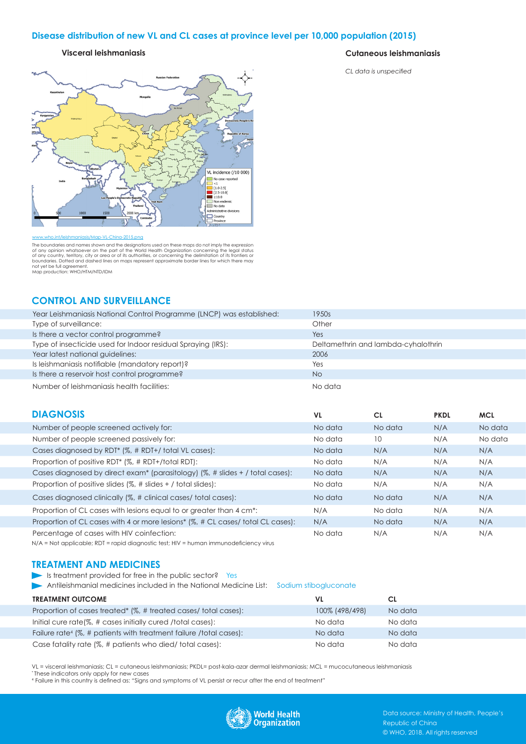## Disease distribution of new VL and CL cases at province level per 10,000 population (2015)

### Visceral leishmaniasis

VL incidence (/10 000)
No case reported
<1
[1.0-2.5[
[2.5-10.0[
≥10.0
Non endemic
No data
Administrative divisions
Country
Province

0 500 1000 1500 2000 km

www.who.int/leishmaniasis/Map-VL-China-2015.png

The boundaries and names shown and the designations used on these maps do not imply the expression of any opinion whatsoever on the part of the World Health Organization concerning the legal status of any country, territory, city or area or of its authorities, or concerning the delimitation of its frontiers or boundaries. Dotted and dashed lines on maps represent approximate border lines for which there may not yet be full agreement.
Map production: WHO/HTM/NTD/IDM

### Cutaneous leishmaniasis

*CL data is unspecified*

## CONTROL AND SURVEILLANCE

| | |
|---|---|
| Year Leishmaniasis National Control Programme (LNCP) was established: | 1950s |
| Type of surveillance: | Other |
| Is there a vector control programme? | Yes |
| Type of insecticide used for Indoor residual Spraying (IRS): | Deltamethrin and lambda-cyhalothrin |
| Year latest national guidelines: | 2006 |
| Is leishmaniasis notifiable (mandatory report)? | Yes |
| Is there a reservoir host control programme? | No |
| Number of leishmaniasis health facilities: | No data |

## DIAGNOSIS

| | VL | CL | PKDL | MCL |
|---|---|---|---|---|
| Number of people screened actively for: | No data | No data | N/A | No data |
| Number of people screened passively for: | No data | 10 | N/A | No data |
| Cases diagnosed by RDT* (%, # RDT+/ total VL cases): | No data | N/A | N/A | N/A |
| Proportion of positive RDT* (%, # RDT+/total RDT): | No data | N/A | N/A | N/A |
| Cases diagnosed by direct exam* (parasitology) (%, # slides + / total cases): | No data | N/A | N/A | N/A |
| Proportion of positive slides (%, # slides + / total slides): | No data | N/A | N/A | N/A |
| Cases diagnosed clinically (%, # clinical cases/ total cases): | No data | No data | N/A | N/A |
| Proportion of CL cases with lesions equal to or greater than 4 cm*: | N/A | No data | N/A | N/A |
| Proportion of CL cases with 4 or more lesions* (%, # CL cases/ total CL cases): | N/A | No data | N/A | N/A |
| Percentage of cases with HIV coinfection: | No data | N/A | N/A | N/A |

N/A = Not applicable; RDT = rapid diagnostic test; HIV = human immunodeficiency virus

## TREATMENT AND MEDICINES

- Is treatment provided for free in the public sector? Yes
- Antileishmanial medicines included in the National Medicine List: Sodium stibogluconate

| TREATMENT OUTCOME | VL | CL |
|---|---|---|
| Proportion of cases treated* (%, # treated cases/ total cases): | 100% (498/498) | No data |
| Initial cure rate(%, # cases initially cured /total cases): | No data | No data |
| Failure rate[4] (%, # patients with treatment failure /total cases): | No data | No data |
| Case fatality rate (%, # patients who died/ total cases): | No data | No data |

VL = visceral leishmaniasis; CL = cutaneous leishmaniasis; PKDL= post-kala-azar dermal leishmaniasis; MCL = mucocutaneous leishmaniasis
*These indicators only apply for new cases
[4] Failure in this country is defined as: "Signs and symptoms of VL persist or recur after the end of treatment"

World Health Organization

Data source: Ministry of Health, People's Republic of China
© WHO, 2018. All rights reserved